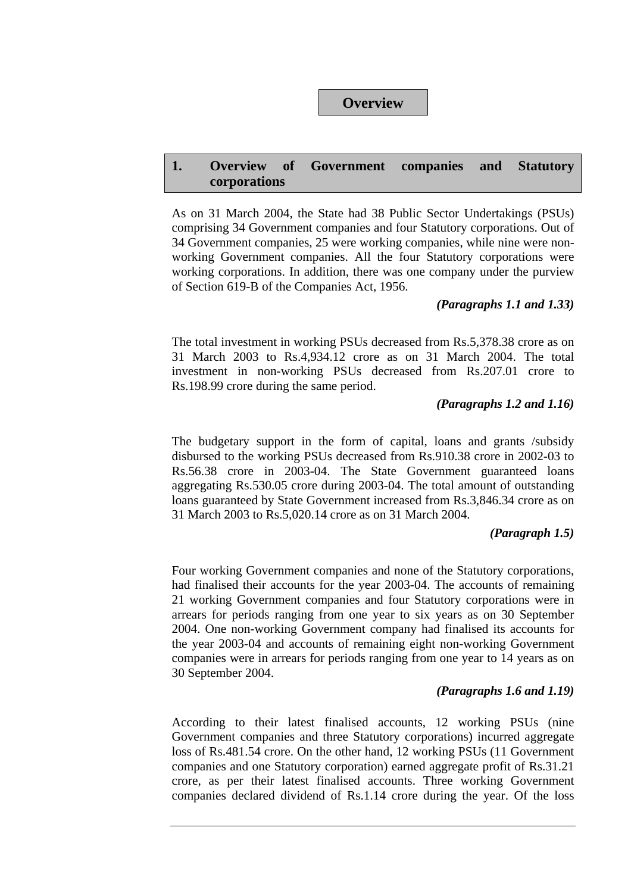# Overview

## 1. Overview of Government companies and Statutory corporations

As on 31 March 2004, the State had 38 Public Sector Undertakings (PSUs) comprising 34 Government companies and four Statutory corporations. Out of 34 Government companies, 25 were working companies, while nine were non-working Government companies. All the four Statutory corporations were working corporations. In addition, there was one company under the purview of Section 619-B of the Companies Act, 1956.

*(Paragraphs 1.1 and 1.33)*

The total investment in working PSUs decreased from Rs.5,378.38 crore as on 31 March 2003 to Rs.4,934.12 crore as on 31 March 2004. The total investment in non-working PSUs decreased from Rs.207.01 crore to Rs.198.99 crore during the same period.

*(Paragraphs 1.2 and 1.16)*

The budgetary support in the form of capital, loans and grants /subsidy disbursed to the working PSUs decreased from Rs.910.38 crore in 2002-03 to Rs.56.38 crore in 2003-04. The State Government guaranteed loans aggregating Rs.530.05 crore during 2003-04. The total amount of outstanding loans guaranteed by State Government increased from Rs.3,846.34 crore as on 31 March 2003 to Rs.5,020.14 crore as on 31 March 2004.

*(Paragraph 1.5)*

Four working Government companies and none of the Statutory corporations, had finalised their accounts for the year 2003-04. The accounts of remaining 21 working Government companies and four Statutory corporations were in arrears for periods ranging from one year to six years as on 30 September 2004. One non-working Government company had finalised its accounts for the year 2003-04 and accounts of remaining eight non-working Government companies were in arrears for periods ranging from one year to 14 years as on 30 September 2004.

*(Paragraphs 1.6 and 1.19)*

According to their latest finalised accounts, 12 working PSUs (nine Government companies and three Statutory corporations) incurred aggregate loss of Rs.481.54 crore. On the other hand, 12 working PSUs (11 Government companies and one Statutory corporation) earned aggregate profit of Rs.31.21 crore, as per their latest finalised accounts. Three working Government companies declared dividend of Rs.1.14 crore during the year. Of the loss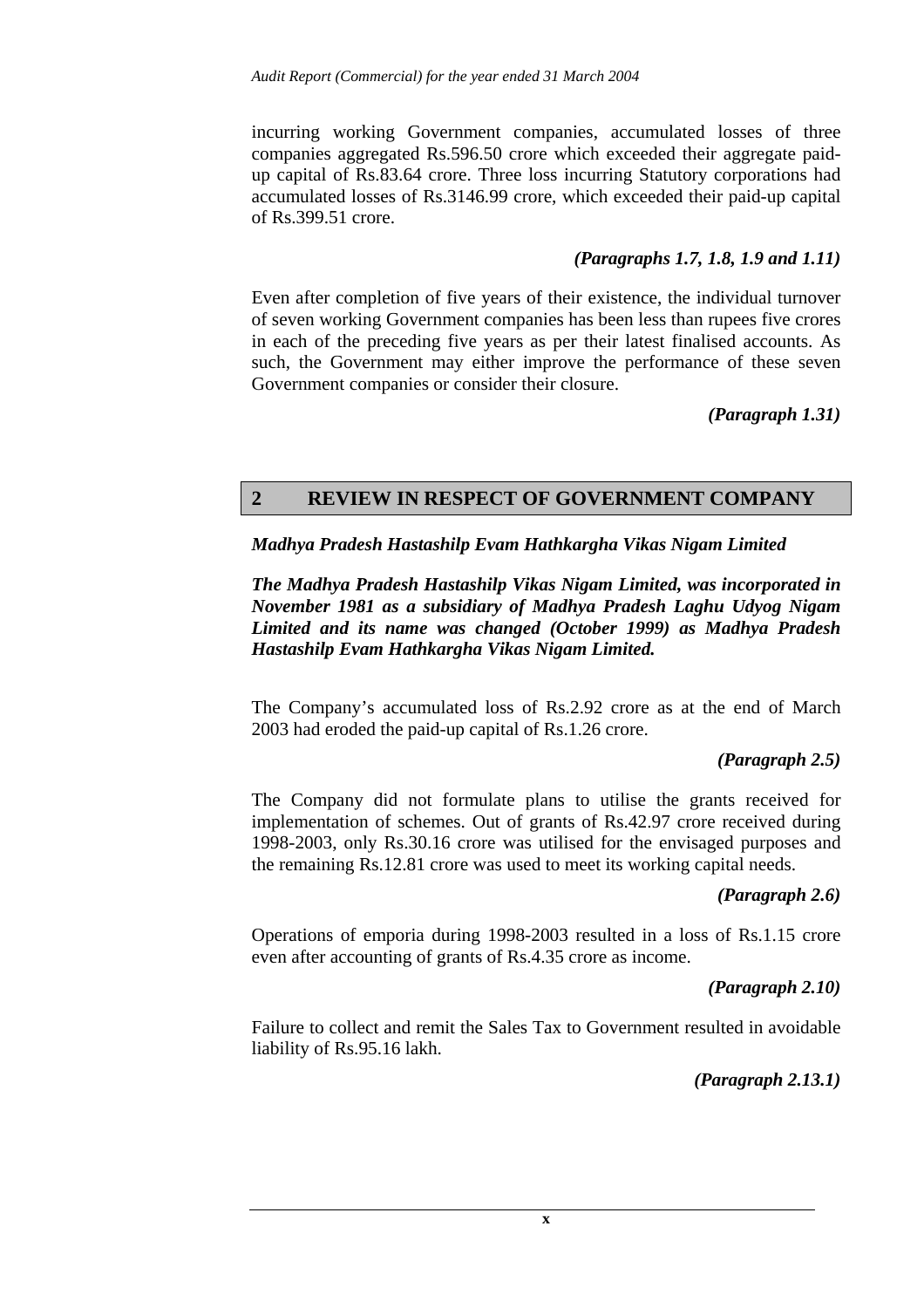incurring working Government companies, accumulated losses of three companies aggregated Rs.596.50 crore which exceeded their aggregate paid-up capital of Rs.83.64 crore. Three loss incurring Statutory corporations had accumulated losses of Rs.3146.99 crore, which exceeded their paid-up capital of Rs.399.51 crore.

***(Paragraphs 1.7, 1.8, 1.9 and 1.11)***

Even after completion of five years of their existence, the individual turnover of seven working Government companies has been less than rupees five crores in each of the preceding five years as per their latest finalised accounts. As such, the Government may either improve the performance of these seven Government companies or consider their closure.

***(Paragraph 1.31)***

## 2 REVIEW IN RESPECT OF GOVERNMENT COMPANY

***Madhya Pradesh Hastashilp Evam Hathkargha Vikas Nigam Limited***

***The Madhya Pradesh Hastashilp Vikas Nigam Limited, was incorporated in November 1981 as a subsidiary of Madhya Pradesh Laghu Udyog Nigam Limited and its name was changed (October 1999) as Madhya Pradesh Hastashilp Evam Hathkargha Vikas Nigam Limited.***

The Company's accumulated loss of Rs.2.92 crore as at the end of March 2003 had eroded the paid-up capital of Rs.1.26 crore.

***(Paragraph 2.5)***

The Company did not formulate plans to utilise the grants received for implementation of schemes. Out of grants of Rs.42.97 crore received during 1998-2003, only Rs.30.16 crore was utilised for the envisaged purposes and the remaining Rs.12.81 crore was used to meet its working capital needs.

***(Paragraph 2.6)***

Operations of emporia during 1998-2003 resulted in a loss of Rs.1.15 crore even after accounting of grants of Rs.4.35 crore as income.

***(Paragraph 2.10)***

Failure to collect and remit the Sales Tax to Government resulted in avoidable liability of Rs.95.16 lakh.

***(Paragraph 2.13.1)***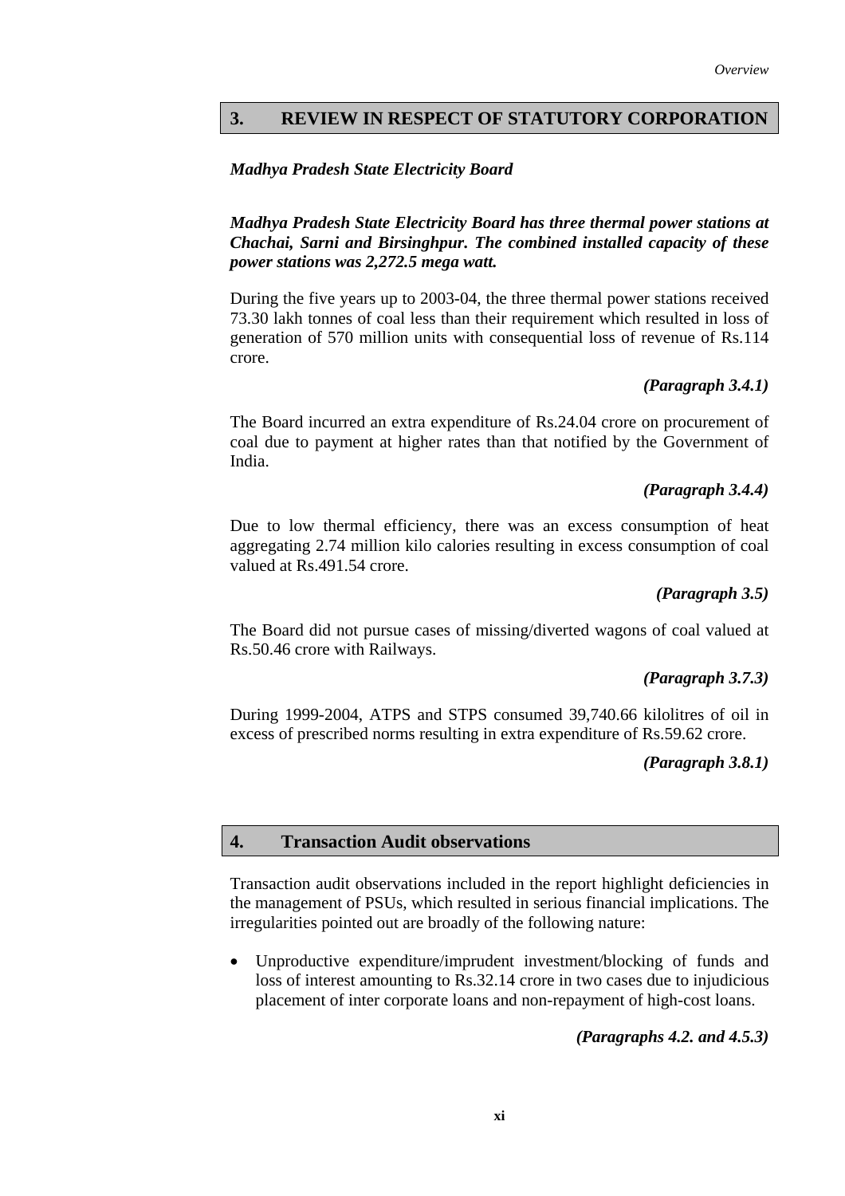## 3. REVIEW IN RESPECT OF STATUTORY CORPORATION

***Madhya Pradesh State Electricity Board***

***Madhya Pradesh State Electricity Board has three thermal power stations at Chachai, Sarni and Birsinghpur. The combined installed capacity of these power stations was 2,272.5 mega watt.***

During the five years up to 2003-04, the three thermal power stations received 73.30 lakh tonnes of coal less than their requirement which resulted in loss of generation of 570 million units with consequential loss of revenue of Rs.114 crore.

***(Paragraph 3.4.1)***

The Board incurred an extra expenditure of Rs.24.04 crore on procurement of coal due to payment at higher rates than that notified by the Government of India.

***(Paragraph 3.4.4)***

Due to low thermal efficiency, there was an excess consumption of heat aggregating 2.74 million kilo calories resulting in excess consumption of coal valued at Rs.491.54 crore.

***(Paragraph 3.5)***

The Board did not pursue cases of missing/diverted wagons of coal valued at Rs.50.46 crore with Railways.

***(Paragraph 3.7.3)***

During 1999-2004, ATPS and STPS consumed 39,740.66 kilolitres of oil in excess of prescribed norms resulting in extra expenditure of Rs.59.62 crore.

***(Paragraph 3.8.1)***

## 4. Transaction Audit observations

Transaction audit observations included in the report highlight deficiencies in the management of PSUs, which resulted in serious financial implications. The irregularities pointed out are broadly of the following nature:

- Unproductive expenditure/imprudent investment/blocking of funds and loss of interest amounting to Rs.32.14 crore in two cases due to injudicious placement of inter corporate loans and non-repayment of high-cost loans.

***(Paragraphs 4.2. and 4.5.3)***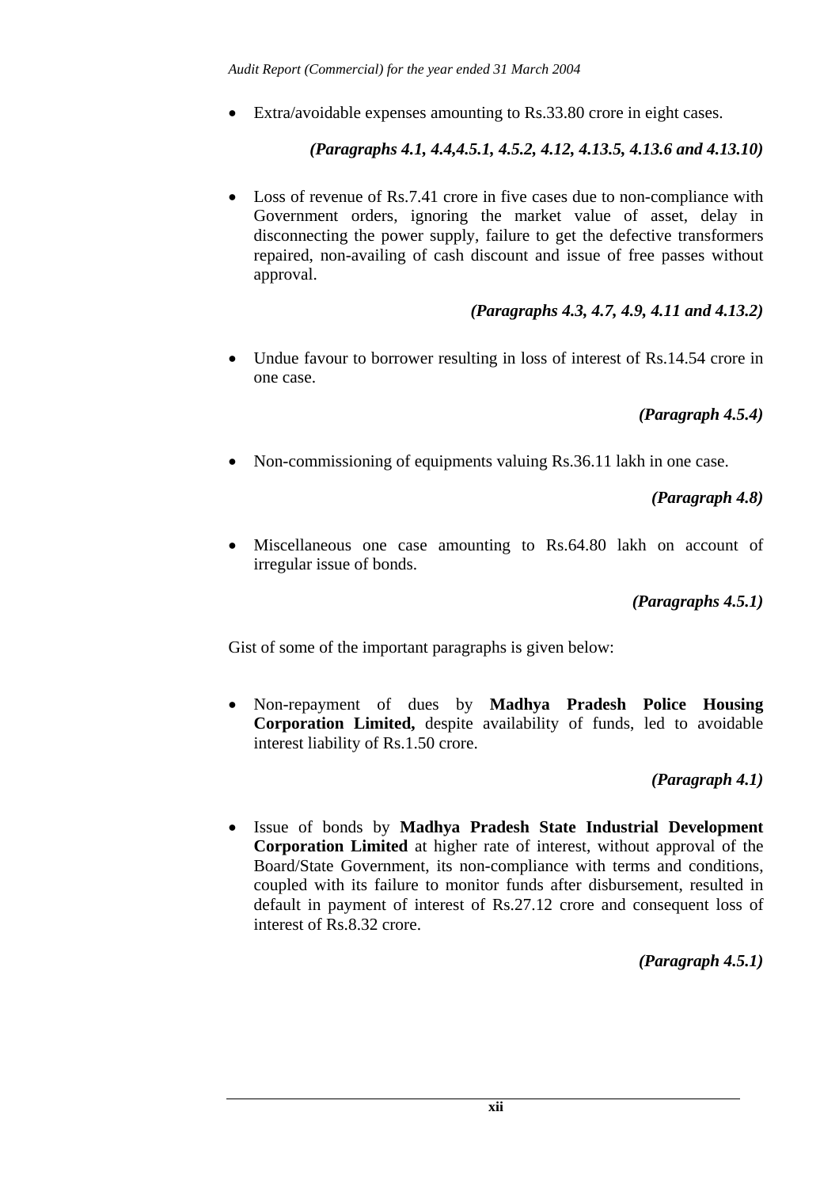- Extra/avoidable expenses amounting to Rs.33.80 crore in eight cases.

***(Paragraphs 4.1, 4.4,4.5.1, 4.5.2, 4.12, 4.13.5, 4.13.6 and 4.13.10)***

- Loss of revenue of Rs.7.41 crore in five cases due to non-compliance with Government orders, ignoring the market value of asset, delay in disconnecting the power supply, failure to get the defective transformers repaired, non-availing of cash discount and issue of free passes without approval.

***(Paragraphs 4.3, 4.7, 4.9, 4.11 and 4.13.2)***

- Undue favour to borrower resulting in loss of interest of Rs.14.54 crore in one case.

***(Paragraph 4.5.4)***

- Non-commissioning of equipments valuing Rs.36.11 lakh in one case.

***(Paragraph 4.8)***

- Miscellaneous one case amounting to Rs.64.80 lakh on account of irregular issue of bonds.

***(Paragraphs 4.5.1)***

Gist of some of the important paragraphs is given below:

- Non-repayment of dues by **Madhya Pradesh Police Housing Corporation Limited,** despite availability of funds, led to avoidable interest liability of Rs.1.50 crore.

***(Paragraph 4.1)***

- Issue of bonds by **Madhya Pradesh State Industrial Development Corporation Limited** at higher rate of interest, without approval of the Board/State Government, its non-compliance with terms and conditions, coupled with its failure to monitor funds after disbursement, resulted in default in payment of interest of Rs.27.12 crore and consequent loss of interest of Rs.8.32 crore.

***(Paragraph 4.5.1)***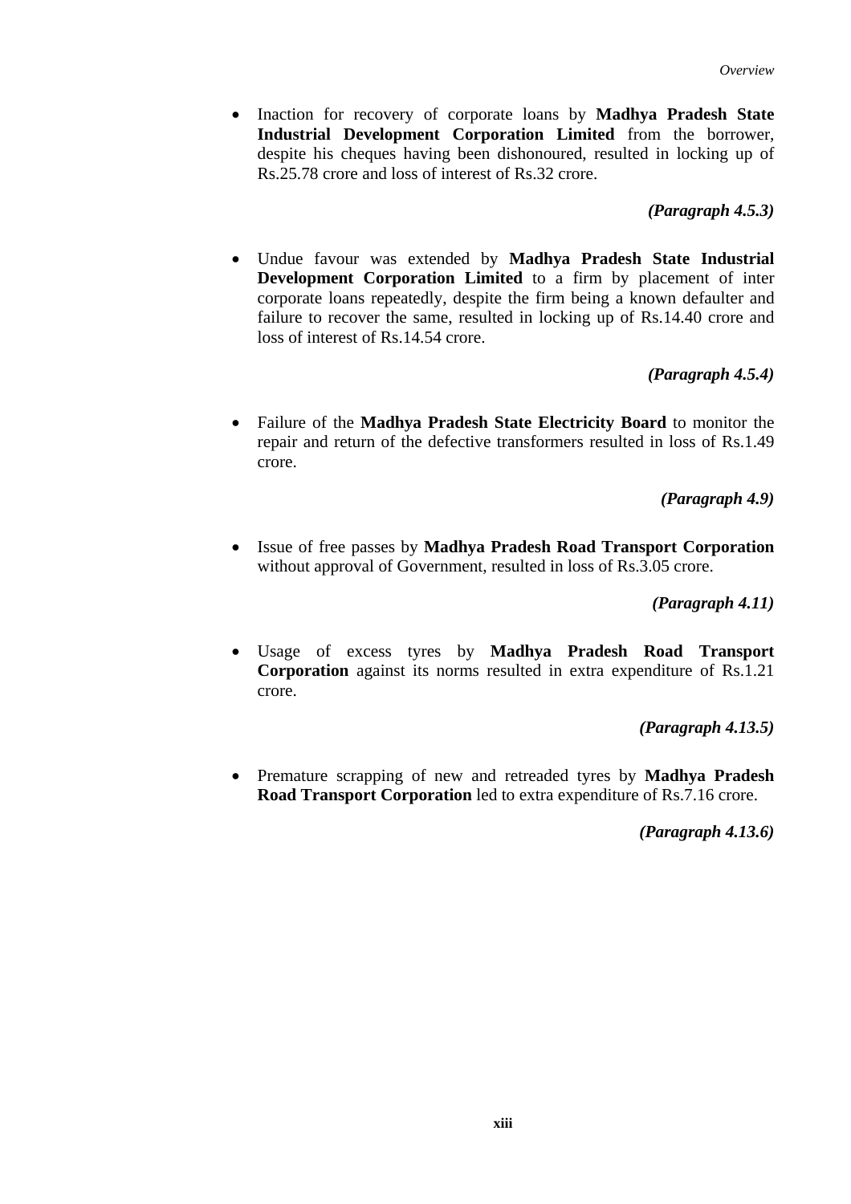- Inaction for recovery of corporate loans by **Madhya Pradesh State Industrial Development Corporation Limited** from the borrower, despite his cheques having been dishonoured, resulted in locking up of Rs.25.78 crore and loss of interest of Rs.32 crore.

  ***(Paragraph 4.5.3)***

- Undue favour was extended by **Madhya Pradesh State Industrial Development Corporation Limited** to a firm by placement of inter corporate loans repeatedly, despite the firm being a known defaulter and failure to recover the same, resulted in locking up of Rs.14.40 crore and loss of interest of Rs.14.54 crore.

  ***(Paragraph 4.5.4)***

- Failure of the **Madhya Pradesh State Electricity Board** to monitor the repair and return of the defective transformers resulted in loss of Rs.1.49 crore.

  ***(Paragraph 4.9)***

- Issue of free passes by **Madhya Pradesh Road Transport Corporation** without approval of Government, resulted in loss of Rs.3.05 crore.

  ***(Paragraph 4.11)***

- Usage of excess tyres by **Madhya Pradesh Road Transport Corporation** against its norms resulted in extra expenditure of Rs.1.21 crore.

  ***(Paragraph 4.13.5)***

- Premature scrapping of new and retreaded tyres by **Madhya Pradesh Road Transport Corporation** led to extra expenditure of Rs.7.16 crore.

  ***(Paragraph 4.13.6)***